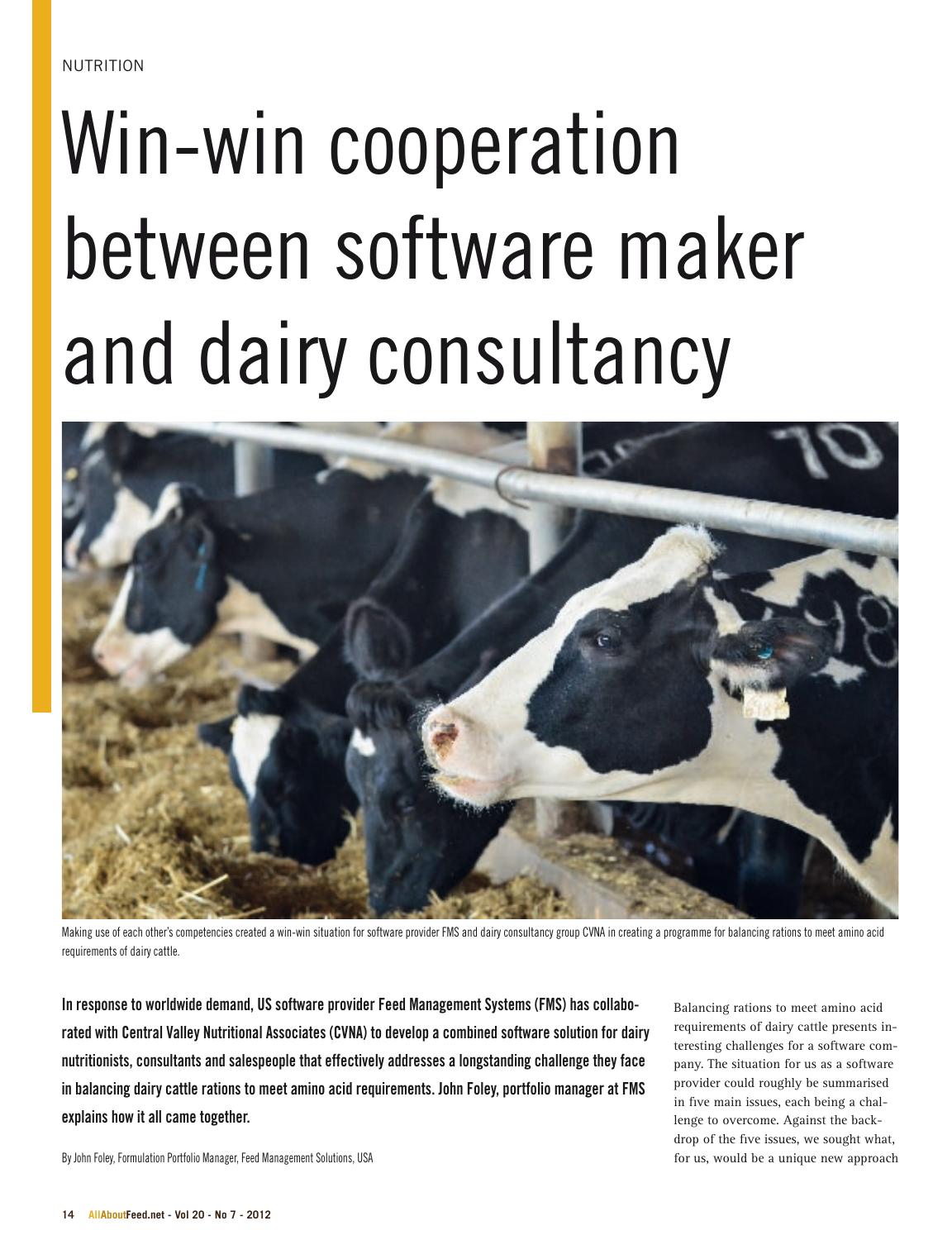NUTRITION

# Win-win cooperation between software maker and dairy consultancy

Making use of each other's competencies created a win-win situation for software provider FMS and dairy consultancy group CVNA in creating a programme for balancing rations to meet amino acid requirements of dairy cattle.

**In response to worldwide demand, US software provider Feed Management Systems (FMS) has collaborated with Central Valley Nutritional Associates (CVNA) to develop a combined software solution for dairy nutritionists, consultants and salespeople that effectively addresses a longstanding challenge they face in balancing dairy cattle rations to meet amino acid requirements. John Foley, portfolio manager at FMS explains how it all came together.**

By John Foley, Formulation Portfolio Manager, Feed Management Solutions, USA

Balancing rations to meet amino acid requirements of dairy cattle presents interesting challenges for a software company. The situation for us as a software provider could roughly be summarised in five main issues, each being a challenge to overcome. Against the backdrop of the five issues, we sought what, for us, would be a unique new approach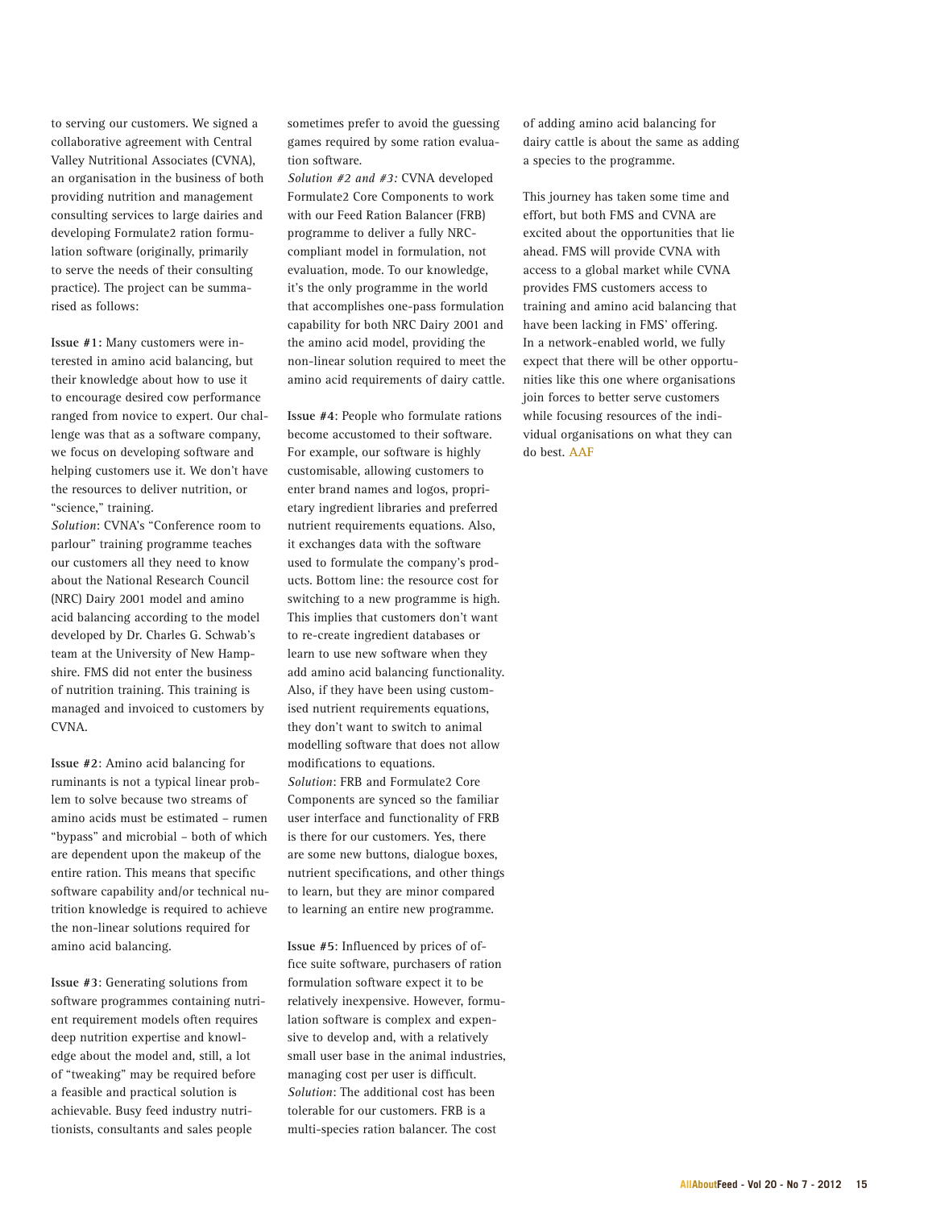to serving our customers. We signed a collaborative agreement with Central Valley Nutritional Associates (CVNA), an organisation in the business of both providing nutrition and management consulting services to large dairies and developing Formulate2 ration formulation software (originally, primarily to serve the needs of their consulting practice). The project can be summarised as follows:

**Issue #1:** Many customers were interested in amino acid balancing, but their knowledge about how to use it to encourage desired cow performance ranged from novice to expert. Our challenge was that as a software company, we focus on developing software and helping customers use it. We don't have the resources to deliver nutrition, or "science," training.

*Solution*: CVNA's "Conference room to parlour" training programme teaches our customers all they need to know about the National Research Council (NRC) Dairy 2001 model and amino acid balancing according to the model developed by Dr. Charles G. Schwab's team at the University of New Hampshire. FMS did not enter the business of nutrition training. This training is managed and invoiced to customers by CVNA.

**Issue #2**: Amino acid balancing for ruminants is not a typical linear problem to solve because two streams of amino acids must be estimated – rumen "bypass" and microbial – both of which are dependent upon the makeup of the entire ration. This means that specific software capability and/or technical nutrition knowledge is required to achieve the non-linear solutions required for amino acid balancing.

**Issue #3**: Generating solutions from software programmes containing nutrient requirement models often requires deep nutrition expertise and knowledge about the model and, still, a lot of "tweaking" may be required before a feasible and practical solution is achievable. Busy feed industry nutritionists, consultants and sales people sometimes prefer to avoid the guessing games required by some ration evaluation software.

*Solution #2 and #3:* CVNA developed Formulate2 Core Components to work with our Feed Ration Balancer (FRB) programme to deliver a fully NRC-compliant model in formulation, not evaluation, mode. To our knowledge, it's the only programme in the world that accomplishes one-pass formulation capability for both NRC Dairy 2001 and the amino acid model, providing the non-linear solution required to meet the amino acid requirements of dairy cattle.

**Issue #4**: People who formulate rations become accustomed to their software. For example, our software is highly customisable, allowing customers to enter brand names and logos, proprietary ingredient libraries and preferred nutrient requirements equations. Also, it exchanges data with the software used to formulate the company's products. Bottom line: the resource cost for switching to a new programme is high. This implies that customers don't want to re-create ingredient databases or learn to use new software when they add amino acid balancing functionality. Also, if they have been using customised nutrient requirements equations, they don't want to switch to animal modelling software that does not allow modifications to equations.

*Solution*: FRB and Formulate2 Core Components are synced so the familiar user interface and functionality of FRB is there for our customers. Yes, there are some new buttons, dialogue boxes, nutrient specifications, and other things to learn, but they are minor compared to learning an entire new programme.

**Issue #5**: Influenced by prices of office suite software, purchasers of ration formulation software expect it to be relatively inexpensive. However, formulation software is complex and expensive to develop and, with a relatively small user base in the animal industries, managing cost per user is difficult.

*Solution*: The additional cost has been tolerable for our customers. FRB is a multi-species ration balancer. The cost of adding amino acid balancing for dairy cattle is about the same as adding a species to the programme.

This journey has taken some time and effort, but both FMS and CVNA are excited about the opportunities that lie ahead. FMS will provide CVNA with access to a global market while CVNA provides FMS customers access to training and amino acid balancing that have been lacking in FMS' offering. In a network-enabled world, we fully expect that there will be other opportunities like this one where organisations join forces to better serve customers while focusing resources of the individual organisations on what they can do best. AAF